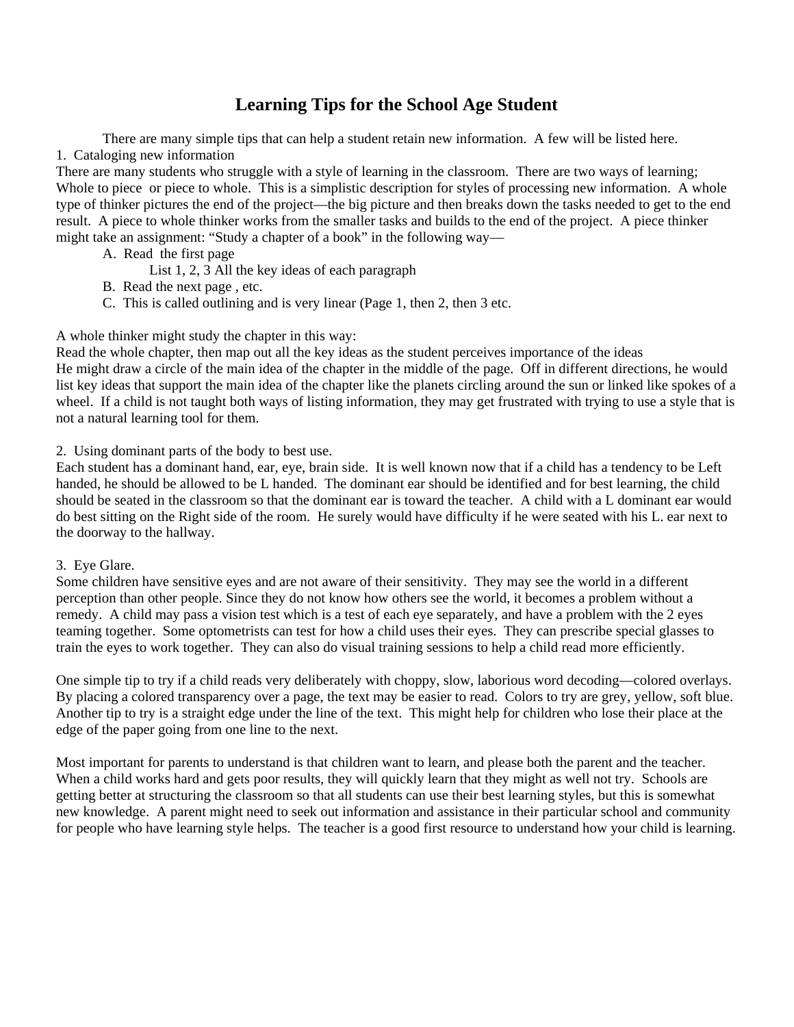# Learning Tips for the School Age Student

There are many simple tips that can help a student retain new information. A few will be listed here.

1. Cataloging new information

There are many students who struggle with a style of learning in the classroom. There are two ways of learning; Whole to piece or piece to whole. This is a simplistic description for styles of processing new information. A whole type of thinker pictures the end of the project—the big picture and then breaks down the tasks needed to get to the end result. A piece to whole thinker works from the smaller tasks and builds to the end of the project. A piece thinker might take an assignment: "Study a chapter of a book" in the following way—

A. Read the first page
   List 1, 2, 3 All the key ideas of each paragraph
B. Read the next page , etc.
C. This is called outlining and is very linear (Page 1, then 2, then 3 etc.

A whole thinker might study the chapter in this way:
Read the whole chapter, then map out all the key ideas as the student perceives importance of the ideas
He might draw a circle of the main idea of the chapter in the middle of the page. Off in different directions, he would list key ideas that support the main idea of the chapter like the planets circling around the sun or linked like spokes of a wheel. If a child is not taught both ways of listing information, they may get frustrated with trying to use a style that is not a natural learning tool for them.

2. Using dominant parts of the body to best use.

Each student has a dominant hand, ear, eye, brain side. It is well known now that if a child has a tendency to be Left handed, he should be allowed to be L handed. The dominant ear should be identified and for best learning, the child should be seated in the classroom so that the dominant ear is toward the teacher. A child with a L dominant ear would do best sitting on the Right side of the room. He surely would have difficulty if he were seated with his L. ear next to the doorway to the hallway.

3. Eye Glare.

Some children have sensitive eyes and are not aware of their sensitivity. They may see the world in a different perception than other people. Since they do not know how others see the world, it becomes a problem without a remedy. A child may pass a vision test which is a test of each eye separately, and have a problem with the 2 eyes teaming together. Some optometrists can test for how a child uses their eyes. They can prescribe special glasses to train the eyes to work together. They can also do visual training sessions to help a child read more efficiently.

One simple tip to try if a child reads very deliberately with choppy, slow, laborious word decoding—colored overlays. By placing a colored transparency over a page, the text may be easier to read. Colors to try are grey, yellow, soft blue. Another tip to try is a straight edge under the line of the text. This might help for children who lose their place at the edge of the paper going from one line to the next.

Most important for parents to understand is that children want to learn, and please both the parent and the teacher. When a child works hard and gets poor results, they will quickly learn that they might as well not try. Schools are getting better at structuring the classroom so that all students can use their best learning styles, but this is somewhat new knowledge. A parent might need to seek out information and assistance in their particular school and community for people who have learning style helps. The teacher is a good first resource to understand how your child is learning.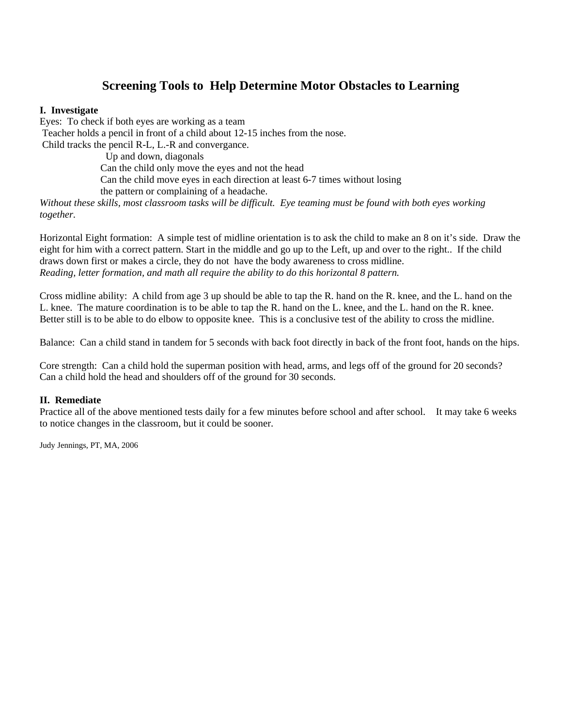# Screening Tools to Help Determine Motor Obstacles to Learning

**I. Investigate**

Eyes: To check if both eyes are working as a team
Teacher holds a pencil in front of a child about 12-15 inches from the nose.
Child tracks the pencil R-L, L.-R and convergance.
Up and down, diagonals
Can the child only move the eyes and not the head
Can the child move eyes in each direction at least 6-7 times without losing the pattern or complaining of a headache.

*Without these skills, most classroom tasks will be difficult. Eye teaming must be found with both eyes working together.*

Horizontal Eight formation: A simple test of midline orientation is to ask the child to make an 8 on it's side. Draw the eight for him with a correct pattern. Start in the middle and go up to the Left, up and over to the right.. If the child draws down first or makes a circle, they do not have the body awareness to cross midline.
*Reading, letter formation, and math all require the ability to do this horizontal 8 pattern.*

Cross midline ability: A child from age 3 up should be able to tap the R. hand on the R. knee, and the L. hand on the L. knee. The mature coordination is to be able to tap the R. hand on the L. knee, and the L. hand on the R. knee. Better still is to be able to do elbow to opposite knee. This is a conclusive test of the ability to cross the midline.

Balance: Can a child stand in tandem for 5 seconds with back foot directly in back of the front foot, hands on the hips.

Core strength: Can a child hold the superman position with head, arms, and legs off of the ground for 20 seconds? Can a child hold the head and shoulders off of the ground for 30 seconds.

**II. Remediate**

Practice all of the above mentioned tests daily for a few minutes before school and after school. It may take 6 weeks to notice changes in the classroom, but it could be sooner.

Judy Jennings, PT, MA, 2006